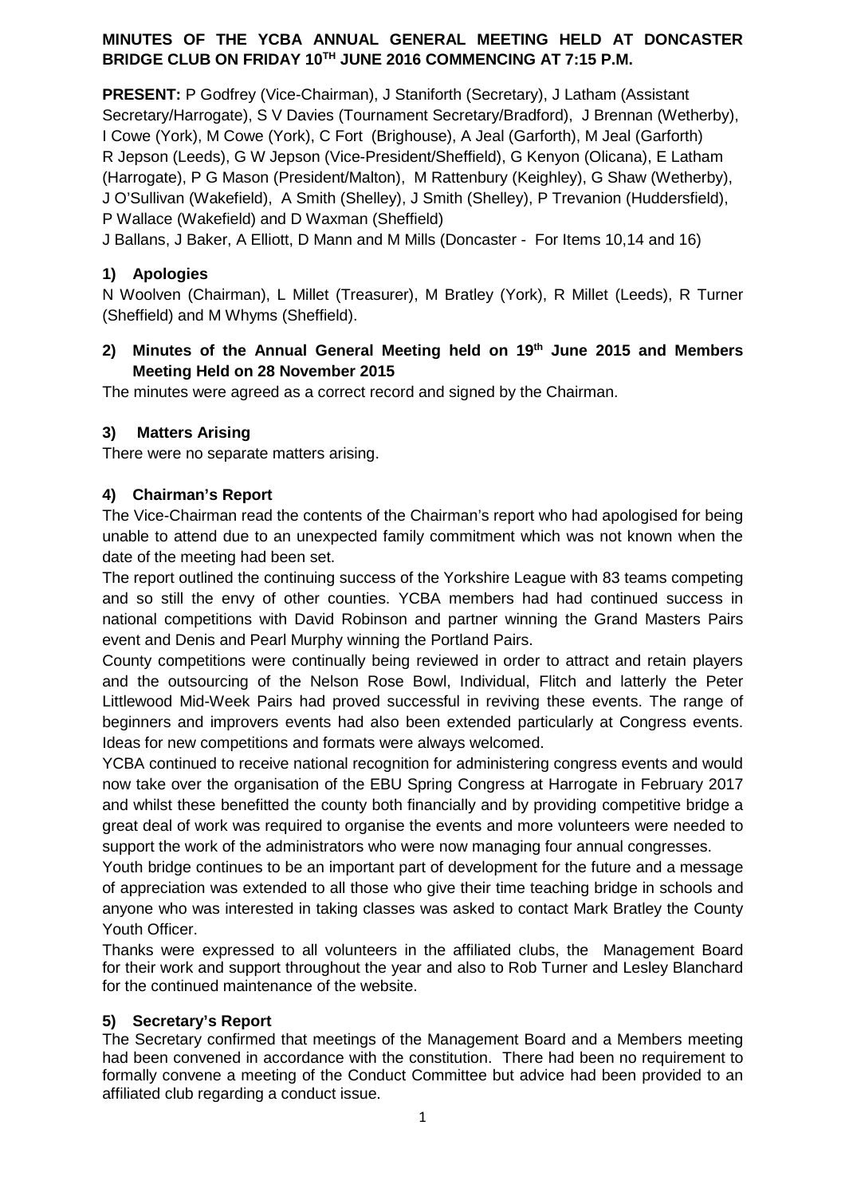**MINUTES OF THE YCBA ANNUAL GENERAL MEETING HELD AT DONCASTER BRIDGE CLUB ON FRIDAY 10TH JUNE 2016 COMMENCING AT 7:15 P.M.**

**PRESENT:** P Godfrey (Vice-Chairman), J Staniforth (Secretary), J Latham (Assistant Secretary/Harrogate), S V Davies (Tournament Secretary/Bradford), J Brennan (Wetherby), I Cowe (York), M Cowe (York), C Fort (Brighouse), A Jeal (Garforth), M Jeal (Garforth) R Jepson (Leeds), G W Jepson (Vice-President/Sheffield), G Kenyon (Olicana), E Latham (Harrogate), P G Mason (President/Malton), M Rattenbury (Keighley), G Shaw (Wetherby), J O'Sullivan (Wakefield), A Smith (Shelley), J Smith (Shelley), P Trevanion (Huddersfield), P Wallace (Wakefield) and D Waxman (Sheffield)

J Ballans, J Baker, A Elliott, D Mann and M Mills (Doncaster - For Items 10,14 and 16)

## 1) Apologies

N Woolven (Chairman), L Millet (Treasurer), M Bratley (York), R Millet (Leeds), R Turner (Sheffield) and M Whyms (Sheffield).

## 2) Minutes of the Annual General Meeting held on 19th June 2015 and Members Meeting Held on 28 November 2015

The minutes were agreed as a correct record and signed by the Chairman.

## 3) Matters Arising

There were no separate matters arising.

## 4) Chairman's Report

The Vice-Chairman read the contents of the Chairman's report who had apologised for being unable to attend due to an unexpected family commitment which was not known when the date of the meeting had been set.

The report outlined the continuing success of the Yorkshire League with 83 teams competing and so still the envy of other counties. YCBA members had had continued success in national competitions with David Robinson and partner winning the Grand Masters Pairs event and Denis and Pearl Murphy winning the Portland Pairs.

County competitions were continually being reviewed in order to attract and retain players and the outsourcing of the Nelson Rose Bowl, Individual, Flitch and latterly the Peter Littlewood Mid-Week Pairs had proved successful in reviving these events. The range of beginners and improvers events had also been extended particularly at Congress events. Ideas for new competitions and formats were always welcomed.

YCBA continued to receive national recognition for administering congress events and would now take over the organisation of the EBU Spring Congress at Harrogate in February 2017 and whilst these benefitted the county both financially and by providing competitive bridge a great deal of work was required to organise the events and more volunteers were needed to support the work of the administrators who were now managing four annual congresses.

Youth bridge continues to be an important part of development for the future and a message of appreciation was extended to all those who give their time teaching bridge in schools and anyone who was interested in taking classes was asked to contact Mark Bratley the County Youth Officer.

Thanks were expressed to all volunteers in the affiliated clubs, the Management Board for their work and support throughout the year and also to Rob Turner and Lesley Blanchard for the continued maintenance of the website.

## 5) Secretary's Report

The Secretary confirmed that meetings of the Management Board and a Members meeting had been convened in accordance with the constitution. There had been no requirement to formally convene a meeting of the Conduct Committee but advice had been provided to an affiliated club regarding a conduct issue.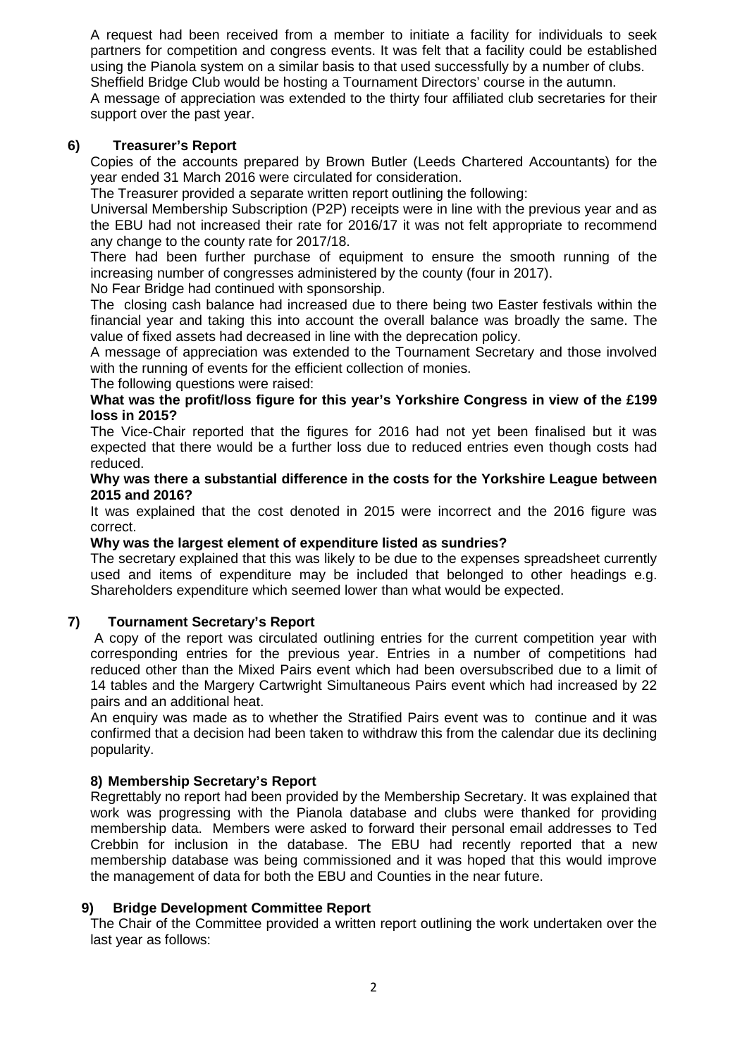A request had been received from a member to initiate a facility for individuals to seek partners for competition and congress events. It was felt that a facility could be established using the Pianola system on a similar basis to that used successfully by a number of clubs.
Sheffield Bridge Club would be hosting a Tournament Directors' course in the autumn.
A message of appreciation was extended to the thirty four affiliated club secretaries for their support over the past year.

### 6) Treasurer's Report

Copies of the accounts prepared by Brown Butler (Leeds Chartered Accountants) for the year ended 31 March 2016 were circulated for consideration.
The Treasurer provided a separate written report outlining the following:
Universal Membership Subscription (P2P) receipts were in line with the previous year and as the EBU had not increased their rate for 2016/17 it was not felt appropriate to recommend any change to the county rate for 2017/18.
There had been further purchase of equipment to ensure the smooth running of the increasing number of congresses administered by the county (four in 2017).
No Fear Bridge had continued with sponsorship.
The closing cash balance had increased due to there being two Easter festivals within the financial year and taking this into account the overall balance was broadly the same. The value of fixed assets had decreased in line with the deprecation policy.
A message of appreciation was extended to the Tournament Secretary and those involved with the running of events for the efficient collection of monies.
The following questions were raised:

**What was the profit/loss figure for this year's Yorkshire Congress in view of the £199 loss in 2015?**

The Vice-Chair reported that the figures for 2016 had not yet been finalised but it was expected that there would be a further loss due to reduced entries even though costs had reduced.

**Why was there a substantial difference in the costs for the Yorkshire League between 2015 and 2016?**

It was explained that the cost denoted in 2015 were incorrect and the 2016 figure was correct.

**Why was the largest element of expenditure listed as sundries?**

The secretary explained that this was likely to be due to the expenses spreadsheet currently used and items of expenditure may be included that belonged to other headings e.g. Shareholders expenditure which seemed lower than what would be expected.

### 7) Tournament Secretary's Report

A copy of the report was circulated outlining entries for the current competition year with corresponding entries for the previous year. Entries in a number of competitions had reduced other than the Mixed Pairs event which had been oversubscribed due to a limit of 14 tables and the Margery Cartwright Simultaneous Pairs event which had increased by 22 pairs and an additional heat.
An enquiry was made as to whether the Stratified Pairs event was to continue and it was confirmed that a decision had been taken to withdraw this from the calendar due its declining popularity.

### 8) Membership Secretary's Report

Regrettably no report had been provided by the Membership Secretary. It was explained that work was progressing with the Pianola database and clubs were thanked for providing membership data. Members were asked to forward their personal email addresses to Ted Crebbin for inclusion in the database. The EBU had recently reported that a new membership database was being commissioned and it was hoped that this would improve the management of data for both the EBU and Counties in the near future.

### 9) Bridge Development Committee Report

The Chair of the Committee provided a written report outlining the work undertaken over the last year as follows: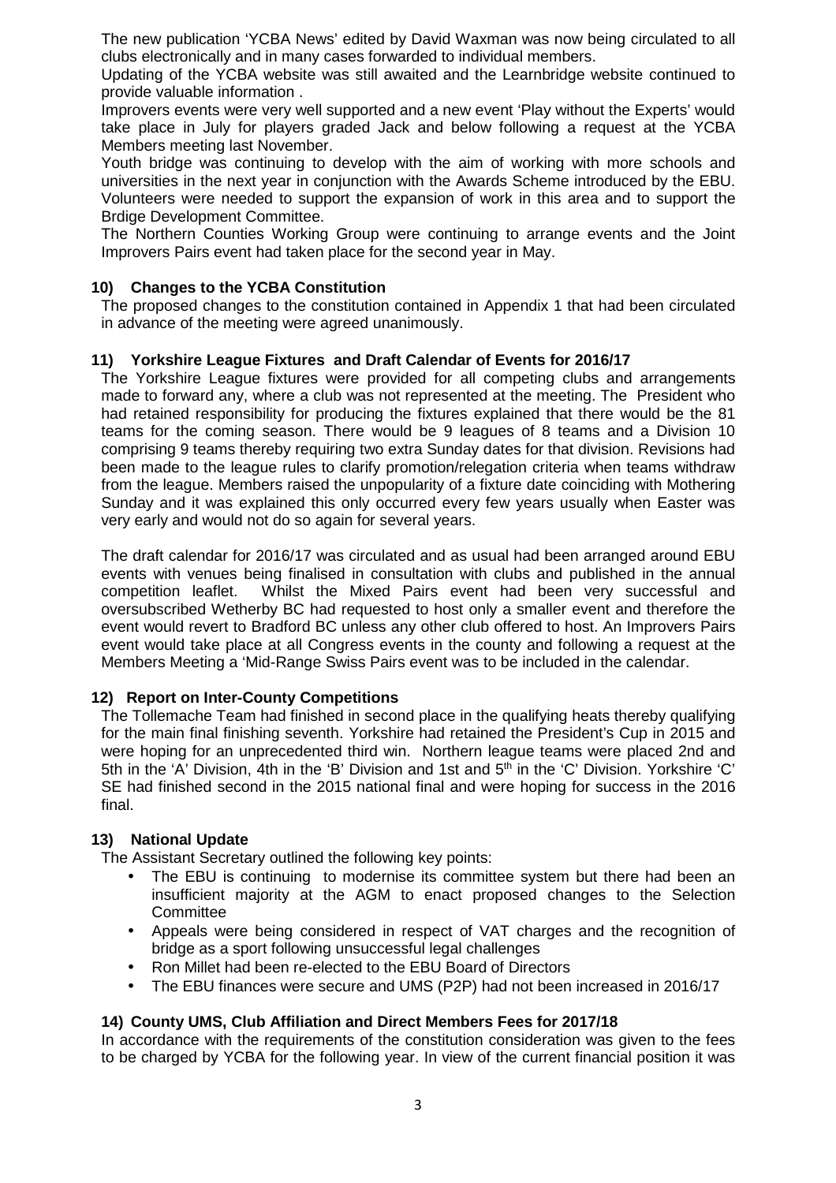The new publication 'YCBA News' edited by David Waxman was now being circulated to all clubs electronically and in many cases forwarded to individual members.

Updating of the YCBA website was still awaited and the Learnbridge website continued to provide valuable information .

Improvers events were very well supported and a new event 'Play without the Experts' would take place in July for players graded Jack and below following a request at the YCBA Members meeting last November.

Youth bridge was continuing to develop with the aim of working with more schools and universities in the next year in conjunction with the Awards Scheme introduced by the EBU. Volunteers were needed to support the expansion of work in this area and to support the Brdige Development Committee.

The Northern Counties Working Group were continuing to arrange events and the Joint Improvers Pairs event had taken place for the second year in May.

## 10) Changes to the YCBA Constitution

The proposed changes to the constitution contained in Appendix 1 that had been circulated in advance of the meeting were agreed unanimously.

## 11) Yorkshire League Fixtures and Draft Calendar of Events for 2016/17

The Yorkshire League fixtures were provided for all competing clubs and arrangements made to forward any, where a club was not represented at the meeting. The President who had retained responsibility for producing the fixtures explained that there would be the 81 teams for the coming season. There would be 9 leagues of 8 teams and a Division 10 comprising 9 teams thereby requiring two extra Sunday dates for that division. Revisions had been made to the league rules to clarify promotion/relegation criteria when teams withdraw from the league. Members raised the unpopularity of a fixture date coinciding with Mothering Sunday and it was explained this only occurred every few years usually when Easter was very early and would not do so again for several years.

The draft calendar for 2016/17 was circulated and as usual had been arranged around EBU events with venues being finalised in consultation with clubs and published in the annual competition leaflet. Whilst the Mixed Pairs event had been very successful and oversubscribed Wetherby BC had requested to host only a smaller event and therefore the event would revert to Bradford BC unless any other club offered to host. An Improvers Pairs event would take place at all Congress events in the county and following a request at the Members Meeting a 'Mid-Range Swiss Pairs event was to be included in the calendar.

## 12) Report on Inter-County Competitions

The Tollemache Team had finished in second place in the qualifying heats thereby qualifying for the main final finishing seventh. Yorkshire had retained the President's Cup in 2015 and were hoping for an unprecedented third win. Northern league teams were placed 2nd and 5th in the 'A' Division, 4th in the 'B' Division and 1st and 5th in the 'C' Division. Yorkshire 'C' SE had finished second in the 2015 national final and were hoping for success in the 2016 final.

## 13) National Update

The Assistant Secretary outlined the following key points:

- The EBU is continuing to modernise its committee system but there had been an insufficient majority at the AGM to enact proposed changes to the Selection Committee
- Appeals were being considered in respect of VAT charges and the recognition of bridge as a sport following unsuccessful legal challenges
- Ron Millet had been re-elected to the EBU Board of Directors
- The EBU finances were secure and UMS (P2P) had not been increased in 2016/17

## 14) County UMS, Club Affiliation and Direct Members Fees for 2017/18

In accordance with the requirements of the constitution consideration was given to the fees to be charged by YCBA for the following year. In view of the current financial position it was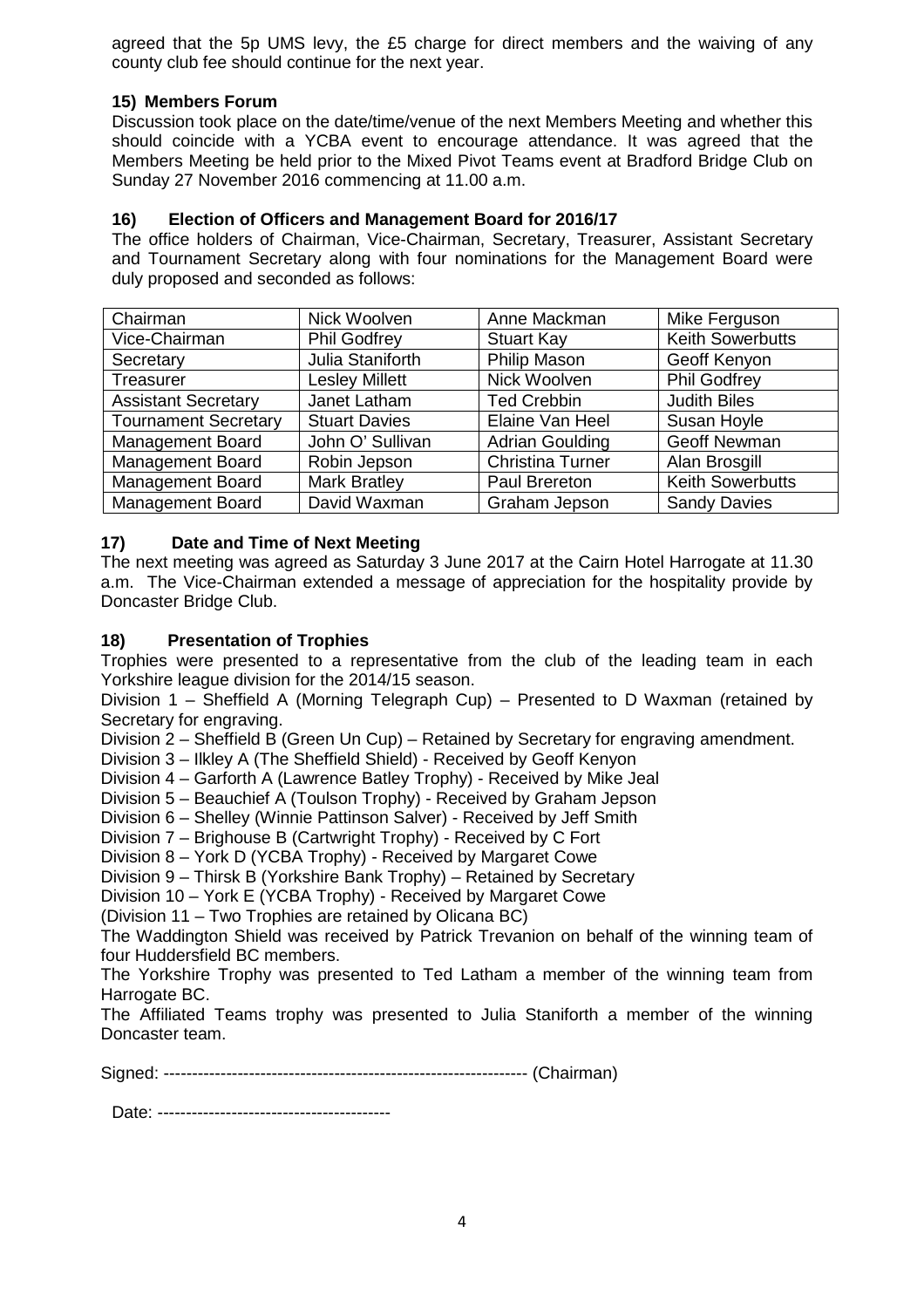agreed that the 5p UMS levy, the £5 charge for direct members and the waiving of any county club fee should continue for the next year.

### 15) Members Forum

Discussion took place on the date/time/venue of the next Members Meeting and whether this should coincide with a YCBA event to encourage attendance. It was agreed that the Members Meeting be held prior to the Mixed Pivot Teams event at Bradford Bridge Club on Sunday 27 November 2016 commencing at 11.00 a.m.

### 16) Election of Officers and Management Board for 2016/17

The office holders of Chairman, Vice-Chairman, Secretary, Treasurer, Assistant Secretary and Tournament Secretary along with four nominations for the Management Board were duly proposed and seconded as follows:

| Chairman | Nick Woolven | Anne Mackman | Mike Ferguson |
|---|---|---|---|
| Vice-Chairman | Phil Godfrey | Stuart Kay | Keith Sowerbutts |
| Secretary | Julia Staniforth | Philip Mason | Geoff Kenyon |
| Treasurer | Lesley Millett | Nick Woolven | Phil Godfrey |
| Assistant Secretary | Janet Latham | Ted Crebbin | Judith Biles |
| Tournament Secretary | Stuart Davies | Elaine Van Heel | Susan Hoyle |
| Management Board | John O' Sullivan | Adrian Goulding | Geoff Newman |
| Management Board | Robin Jepson | Christina Turner | Alan Brosgill |
| Management Board | Mark Bratley | Paul Brereton | Keith Sowerbutts |
| Management Board | David Waxman | Graham Jepson | Sandy Davies |

### 17) Date and Time of Next Meeting

The next meeting was agreed as Saturday 3 June 2017 at the Cairn Hotel Harrogate at 11.30 a.m. The Vice-Chairman extended a message of appreciation for the hospitality provide by Doncaster Bridge Club.

### 18) Presentation of Trophies

Trophies were presented to a representative from the club of the leading team in each Yorkshire league division for the 2014/15 season.

Division 1 – Sheffield A (Morning Telegraph Cup) – Presented to D Waxman (retained by Secretary for engraving.

Division 2 – Sheffield B (Green Un Cup) – Retained by Secretary for engraving amendment.

Division 3 – Ilkley A (The Sheffield Shield) - Received by Geoff Kenyon

Division 4 – Garforth A (Lawrence Batley Trophy) - Received by Mike Jeal

Division 5 – Beauchief A (Toulson Trophy) - Received by Graham Jepson

Division 6 – Shelley (Winnie Pattinson Salver) - Received by Jeff Smith

Division 7 – Brighouse B (Cartwright Trophy) - Received by C Fort

Division 8 – York D (YCBA Trophy) - Received by Margaret Cowe

Division 9 – Thirsk B (Yorkshire Bank Trophy) – Retained by Secretary

Division 10 – York E (YCBA Trophy) - Received by Margaret Cowe

(Division 11 – Two Trophies are retained by Olicana BC)

The Waddington Shield was received by Patrick Trevanion on behalf of the winning team of four Huddersfield BC members.

The Yorkshire Trophy was presented to Ted Latham a member of the winning team from Harrogate BC.

The Affiliated Teams trophy was presented to Julia Staniforth a member of the winning Doncaster team.

Signed: --------------------------------------------------------------- (Chairman)

Date: ----------------------------------------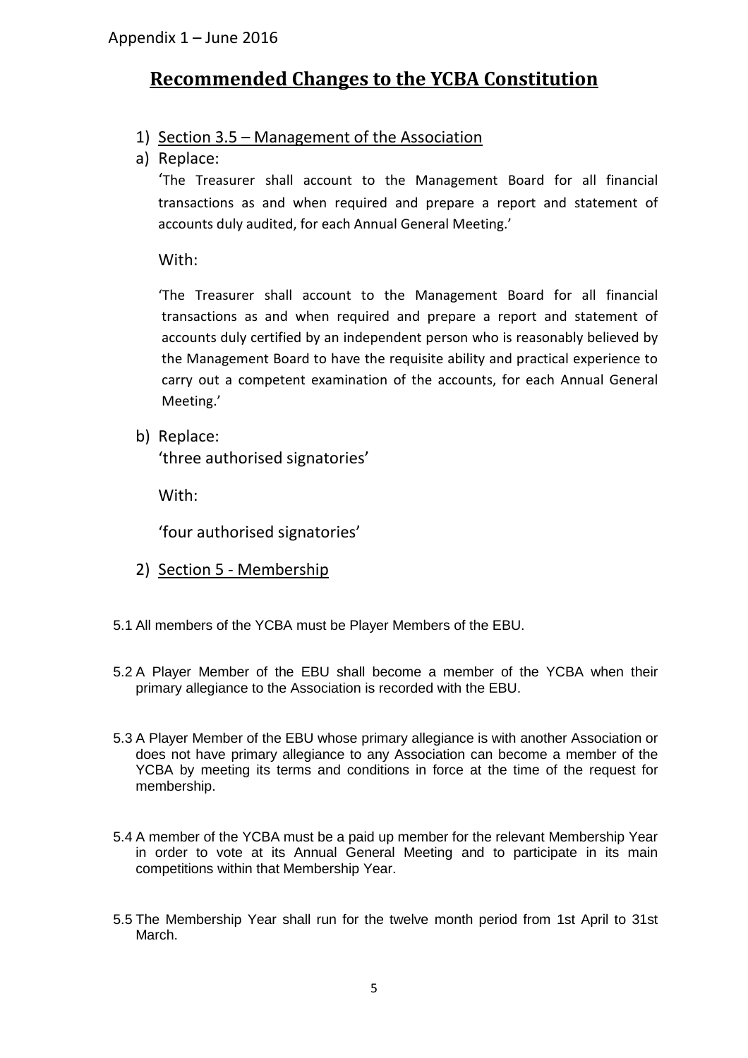Appendix 1 – June 2016

# Recommended Changes to the YCBA Constitution

1) Section 3.5 – Management of the Association

a) Replace:

'The Treasurer shall account to the Management Board for all financial transactions as and when required and prepare a report and statement of accounts duly audited, for each Annual General Meeting.'

With:

'The Treasurer shall account to the Management Board for all financial transactions as and when required and prepare a report and statement of accounts duly certified by an independent person who is reasonably believed by the Management Board to have the requisite ability and practical experience to carry out a competent examination of the accounts, for each Annual General Meeting.'

b) Replace:

'three authorised signatories'

With:

'four authorised signatories'

2) Section 5 - Membership

5.1 All members of the YCBA must be Player Members of the EBU.

5.2 A Player Member of the EBU shall become a member of the YCBA when their primary allegiance to the Association is recorded with the EBU.

5.3 A Player Member of the EBU whose primary allegiance is with another Association or does not have primary allegiance to any Association can become a member of the YCBA by meeting its terms and conditions in force at the time of the request for membership.

5.4 A member of the YCBA must be a paid up member for the relevant Membership Year in order to vote at its Annual General Meeting and to participate in its main competitions within that Membership Year.

5.5 The Membership Year shall run for the twelve month period from 1st April to 31st March.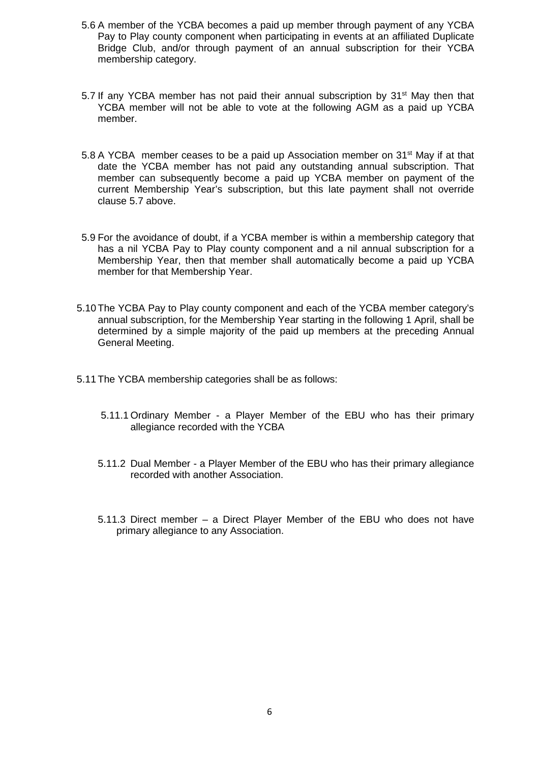5.6 A member of the YCBA becomes a paid up member through payment of any YCBA Pay to Play county component when participating in events at an affiliated Duplicate Bridge Club, and/or through payment of an annual subscription for their YCBA membership category.

5.7 If any YCBA member has not paid their annual subscription by 31st May then that YCBA member will not be able to vote at the following AGM as a paid up YCBA member.

5.8 A YCBA member ceases to be a paid up Association member on 31st May if at that date the YCBA member has not paid any outstanding annual subscription. That member can subsequently become a paid up YCBA member on payment of the current Membership Year's subscription, but this late payment shall not override clause 5.7 above.

5.9 For the avoidance of doubt, if a YCBA member is within a membership category that has a nil YCBA Pay to Play county component and a nil annual subscription for a Membership Year, then that member shall automatically become a paid up YCBA member for that Membership Year.

5.10 The YCBA Pay to Play county component and each of the YCBA member category's annual subscription, for the Membership Year starting in the following 1 April, shall be determined by a simple majority of the paid up members at the preceding Annual General Meeting.

5.11 The YCBA membership categories shall be as follows:

5.11.1 Ordinary Member - a Player Member of the EBU who has their primary allegiance recorded with the YCBA

5.11.2 Dual Member - a Player Member of the EBU who has their primary allegiance recorded with another Association.

5.11.3 Direct member – a Direct Player Member of the EBU who does not have primary allegiance to any Association.